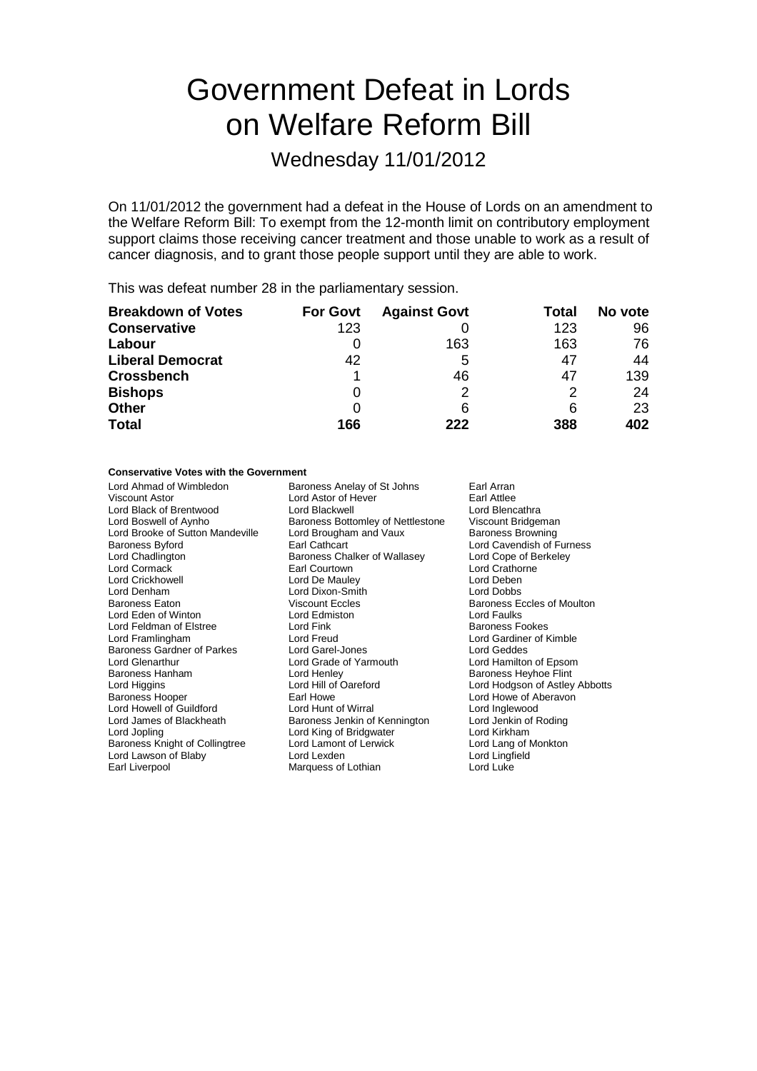# Government Defeat in Lords on Welfare Reform Bill

## Wednesday 11/01/2012

On 11/01/2012 the government had a defeat in the House of Lords on an amendment to the Welfare Reform Bill: To exempt from the 12-month limit on contributory employment support claims those receiving cancer treatment and those unable to work as a result of cancer diagnosis, and to grant those people support until they are able to work.

This was defeat number 28 in the parliamentary session.

| **Breakdown of Votes** | **For Govt** | **Against Govt** | **Total** | **No vote** |
|---|---|---|---|---|
| **Conservative** | 123 | 0 | 123 | 96 |
| **Labour** | 0 | 163 | 163 | 76 |
| **Liberal Democrat** | 42 | 5 | 47 | 44 |
| **Crossbench** | 1 | 46 | 47 | 139 |
| **Bishops** | 0 | 2 | 2 | 24 |
| **Other** | 0 | 6 | 6 | 23 |
| **Total** | **166** | **222** | **388** | **402** |

**Conservative Votes with the Government**

Lord Ahmad of Wimbledon
Baroness Anelay of St Johns
Earl Arran
Viscount Astor
Lord Astor of Hever
Earl Attlee
Lord Black of Brentwood
Lord Blackwell
Lord Blencathra
Lord Boswell of Aynho
Baroness Bottomley of Nettlestone
Viscount Bridgeman
Lord Brooke of Sutton Mandeville
Lord Brougham and Vaux
Baroness Browning
Baroness Byford
Earl Cathcart
Lord Cavendish of Furness
Lord Chadlington
Baroness Chalker of Wallasey
Lord Cope of Berkeley
Lord Cormack
Earl Courtown
Lord Crathorne
Lord Crickhowell
Lord De Mauley
Lord Deben
Lord Denham
Lord Dixon-Smith
Lord Dobbs
Baroness Eaton
Viscount Eccles
Baroness Eccles of Moulton
Lord Eden of Winton
Lord Edmiston
Lord Faulks
Lord Feldman of Elstree
Lord Fink
Baroness Fookes
Lord Framlingham
Lord Freud
Lord Gardiner of Kimble
Baroness Gardner of Parkes
Lord Garel-Jones
Lord Geddes
Lord Glenarthur
Lord Grade of Yarmouth
Lord Hamilton of Epsom
Baroness Hanham
Lord Henley
Baroness Heyhoe Flint
Lord Higgins
Lord Hill of Oareford
Lord Hodgson of Astley Abbotts
Baroness Hooper
Earl Howe
Lord Howe of Aberavon
Lord Howell of Guildford
Lord Hunt of Wirral
Lord Inglewood
Lord James of Blackheath
Baroness Jenkin of Kennington
Lord Jenkin of Roding
Lord Jopling
Lord King of Bridgwater
Lord Kirkham
Baroness Knight of Collingtree
Lord Lamont of Lerwick
Lord Lang of Monkton
Lord Lawson of Blaby
Lord Lexden
Lord Lingfield
Earl Liverpool
Marquess of Lothian
Lord Luke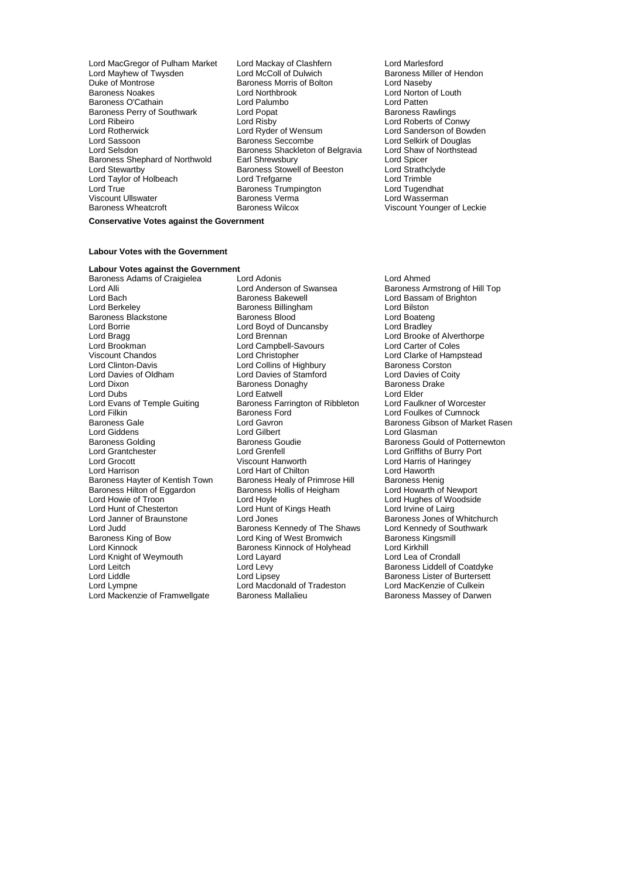Lord MacGregor of Pulham Market
Lord Mackay of Clashfern
Lord Marlesford
Lord Mayhew of Twysden
Lord McColl of Dulwich
Baroness Miller of Hendon
Duke of Montrose
Baroness Morris of Bolton
Lord Naseby
Baroness Noakes
Lord Northbrook
Lord Norton of Louth
Baroness O'Cathain
Lord Palumbo
Lord Patten
Baroness Perry of Southwark
Lord Popat
Baroness Rawlings
Lord Ribeiro
Lord Risby
Lord Roberts of Conwy
Lord Rotherwick
Lord Ryder of Wensum
Lord Sanderson of Bowden
Lord Sassoon
Baroness Seccombe
Lord Selkirk of Douglas
Lord Selsdon
Baroness Shackleton of Belgravia
Lord Shaw of Northstead
Baroness Shephard of Northwold
Earl Shrewsbury
Lord Spicer
Lord Stewartby
Baroness Stowell of Beeston
Lord Strathclyde
Lord Taylor of Holbeach
Lord Trefgarne
Lord Trimble
Lord True
Baroness Trumpington
Lord Tugendhat
Viscount Ullswater
Baroness Verma
Lord Wasserman
Baroness Wheatcroft
Baroness Wilcox
Viscount Younger of Leckie

**Conservative Votes against the Government**

**Labour Votes with the Government**

**Labour Votes against the Government**

Baroness Adams of Craigielea
Lord Adonis
Lord Ahmed
Lord Alli
Lord Anderson of Swansea
Baroness Armstrong of Hill Top
Lord Bach
Baroness Bakewell
Lord Bassam of Brighton
Lord Berkeley
Baroness Billingham
Lord Bilston
Baroness Blackstone
Baroness Blood
Lord Boateng
Lord Borrie
Lord Boyd of Duncansby
Lord Bradley
Lord Bragg
Lord Brennan
Lord Brooke of Alverthorpe
Lord Brookman
Lord Campbell-Savours
Lord Carter of Coles
Viscount Chandos
Lord Christopher
Lord Clarke of Hampstead
Lord Clinton-Davis
Lord Collins of Highbury
Baroness Corston
Lord Davies of Oldham
Lord Davies of Stamford
Lord Davies of Coity
Lord Dixon
Baroness Donaghy
Baroness Drake
Lord Dubs
Lord Eatwell
Lord Elder
Lord Evans of Temple Guiting
Baroness Farrington of Ribbleton
Lord Faulkner of Worcester
Lord Filkin
Baroness Ford
Lord Foulkes of Cumnock
Baroness Gale
Lord Gavron
Baroness Gibson of Market Rasen
Lord Giddens
Lord Gilbert
Lord Glasman
Baroness Golding
Baroness Goudie
Baroness Gould of Potternewton
Lord Grantchester
Lord Grenfell
Lord Griffiths of Burry Port
Lord Grocott
Viscount Hanworth
Lord Harris of Haringey
Lord Harrison
Lord Hart of Chilton
Lord Haworth
Baroness Hayter of Kentish Town
Baroness Healy of Primrose Hill
Baroness Henig
Baroness Hilton of Eggardon
Baroness Hollis of Heigham
Lord Howarth of Newport
Lord Howie of Troon
Lord Hoyle
Lord Hughes of Woodside
Lord Hunt of Chesterton
Lord Hunt of Kings Heath
Lord Irvine of Lairg
Lord Janner of Braunstone
Lord Jones
Baroness Jones of Whitchurch
Lord Judd
Baroness Kennedy of The Shaws
Lord Kennedy of Southwark
Baroness King of Bow
Lord King of West Bromwich
Baroness Kingsmill
Lord Kinnock
Baroness Kinnock of Holyhead
Lord Kirkhill
Lord Knight of Weymouth
Lord Layard
Lord Lea of Crondall
Lord Leitch
Lord Levy
Baroness Liddell of Coatdyke
Lord Liddle
Lord Lipsey
Baroness Lister of Burtersett
Lord Lympne
Lord Macdonald of Tradeston
Lord MacKenzie of Culkein
Lord Mackenzie of Framwellgate
Baroness Mallalieu
Baroness Massey of Darwen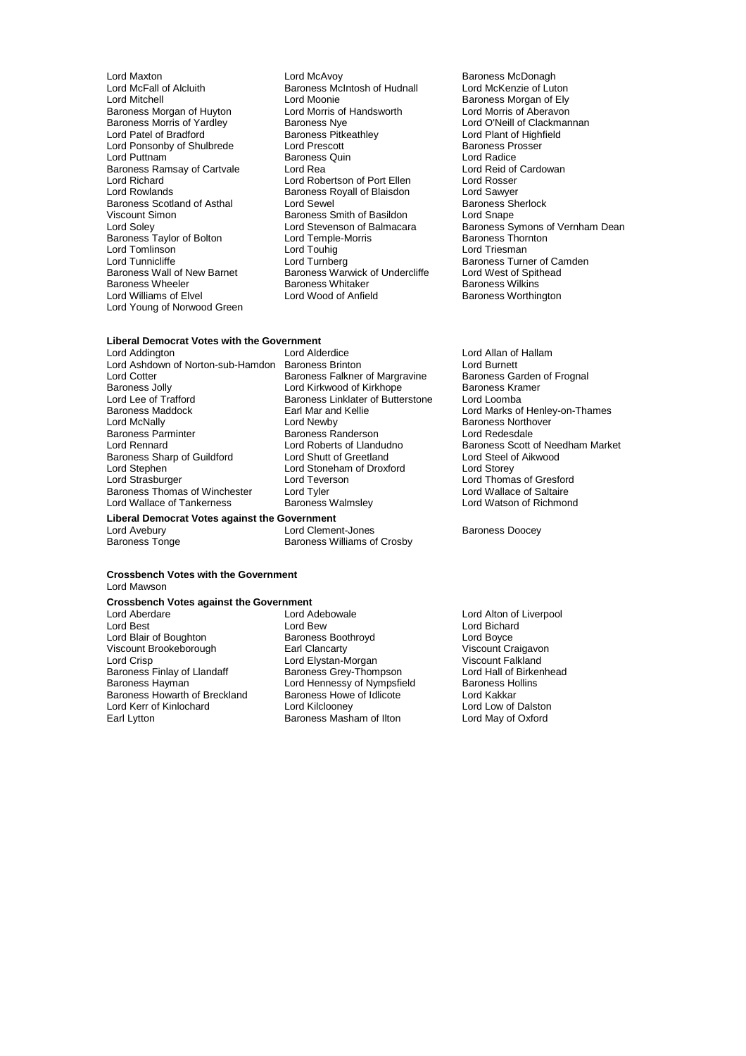Lord Maxton
Lord McAvoy
Baroness McDonagh
Lord McFall of Alcluith
Baroness McIntosh of Hudnall
Lord McKenzie of Luton
Lord Mitchell
Lord Moonie
Baroness Morgan of Ely
Baroness Morgan of Huyton
Lord Morris of Handsworth
Lord Morris of Aberavon
Baroness Morris of Yardley
Baroness Nye
Lord O'Neill of Clackmannan
Lord Patel of Bradford
Baroness Pitkeathley
Lord Plant of Highfield
Lord Ponsonby of Shulbrede
Lord Prescott
Baroness Prosser
Lord Puttnam
Baroness Quin
Lord Radice
Baroness Ramsay of Cartvale
Lord Rea
Lord Reid of Cardowan
Lord Richard
Lord Robertson of Port Ellen
Lord Rosser
Lord Rowlands
Baroness Royall of Blaisdon
Lord Sawyer
Baroness Scotland of Asthal
Lord Sewel
Baroness Sherlock
Viscount Simon
Baroness Smith of Basildon
Lord Snape
Lord Soley
Lord Stevenson of Balmacara
Baroness Symons of Vernham Dean
Baroness Taylor of Bolton
Lord Temple-Morris
Baroness Thornton
Lord Tomlinson
Lord Touhig
Lord Triesman
Lord Tunnicliffe
Lord Turnberg
Baroness Turner of Camden
Baroness Wall of New Barnet
Baroness Warwick of Undercliffe
Lord West of Spithead
Baroness Wheeler
Baroness Whitaker
Baroness Wilkins
Lord Williams of Elvel
Lord Wood of Anfield
Baroness Worthington
Lord Young of Norwood Green

**Liberal Democrat Votes with the Government**

Lord Addington
Lord Alderdice
Lord Allan of Hallam
Lord Ashdown of Norton-sub-Hamdon
Baroness Brinton
Lord Burnett
Lord Cotter
Baroness Falkner of Margravine
Baroness Garden of Frognal
Baroness Jolly
Lord Kirkwood of Kirkhope
Baroness Kramer
Lord Lee of Trafford
Baroness Linklater of Butterstone
Lord Loomba
Baroness Maddock
Earl Mar and Kellie
Lord Marks of Henley-on-Thames
Lord McNally
Lord Newby
Baroness Northover
Baroness Parminter
Baroness Randerson
Lord Redesdale
Lord Rennard
Lord Roberts of Llandudno
Baroness Scott of Needham Market
Baroness Sharp of Guildford
Lord Shutt of Greetland
Lord Steel of Aikwood
Lord Stephen
Lord Stoneham of Droxford
Lord Storey
Lord Strasburger
Lord Teverson
Lord Thomas of Gresford
Baroness Thomas of Winchester
Lord Tyler
Lord Wallace of Saltaire
Lord Wallace of Tankerness
Baroness Walmsley
Lord Watson of Richmond

**Liberal Democrat Votes against the Government**

Lord Avebury
Lord Clement-Jones
Baroness Doocey
Baroness Tonge
Baroness Williams of Crosby

**Crossbench Votes with the Government**

Lord Mawson

**Crossbench Votes against the Government**

Lord Aberdare
Lord Adebowale
Lord Alton of Liverpool
Lord Best
Lord Bew
Lord Bichard
Lord Blair of Boughton
Baroness Boothroyd
Lord Boyce
Viscount Brookeborough
Earl Clancarty
Viscount Craigavon
Lord Crisp
Lord Elystan-Morgan
Viscount Falkland
Baroness Finlay of Llandaff
Baroness Grey-Thompson
Lord Hall of Birkenhead
Baroness Hayman
Lord Hennessy of Nympsfield
Baroness Hollins
Baroness Howarth of Breckland
Baroness Howe of Idlicote
Lord Kakkar
Lord Kerr of Kinlochard
Lord Kilclooney
Lord Low of Dalston
Earl Lytton
Baroness Masham of Ilton
Lord May of Oxford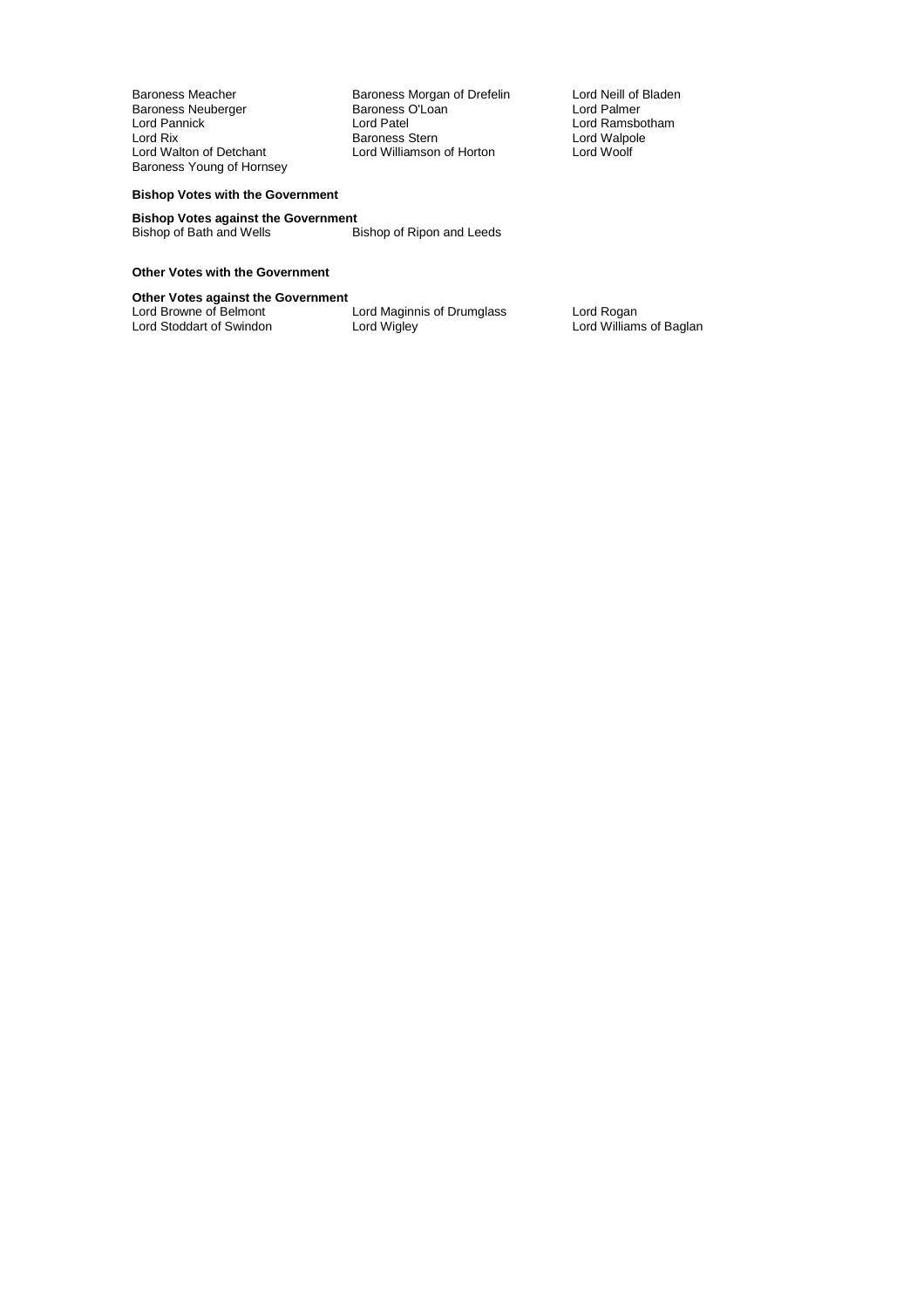Baroness Meacher
Baroness Morgan of Drefelin
Lord Neill of Bladen
Baroness Neuberger
Baroness O'Loan
Lord Palmer
Lord Pannick
Lord Patel
Lord Ramsbotham
Lord Rix
Baroness Stern
Lord Walpole
Lord Walton of Detchant
Lord Williamson of Horton
Lord Woolf
Baroness Young of Hornsey

**Bishop Votes with the Government**

**Bishop Votes against the Government**

Bishop of Bath and Wells
Bishop of Ripon and Leeds

**Other Votes with the Government**

**Other Votes against the Government**

Lord Browne of Belmont
Lord Maginnis of Drumglass
Lord Rogan
Lord Stoddart of Swindon
Lord Wigley
Lord Williams of Baglan